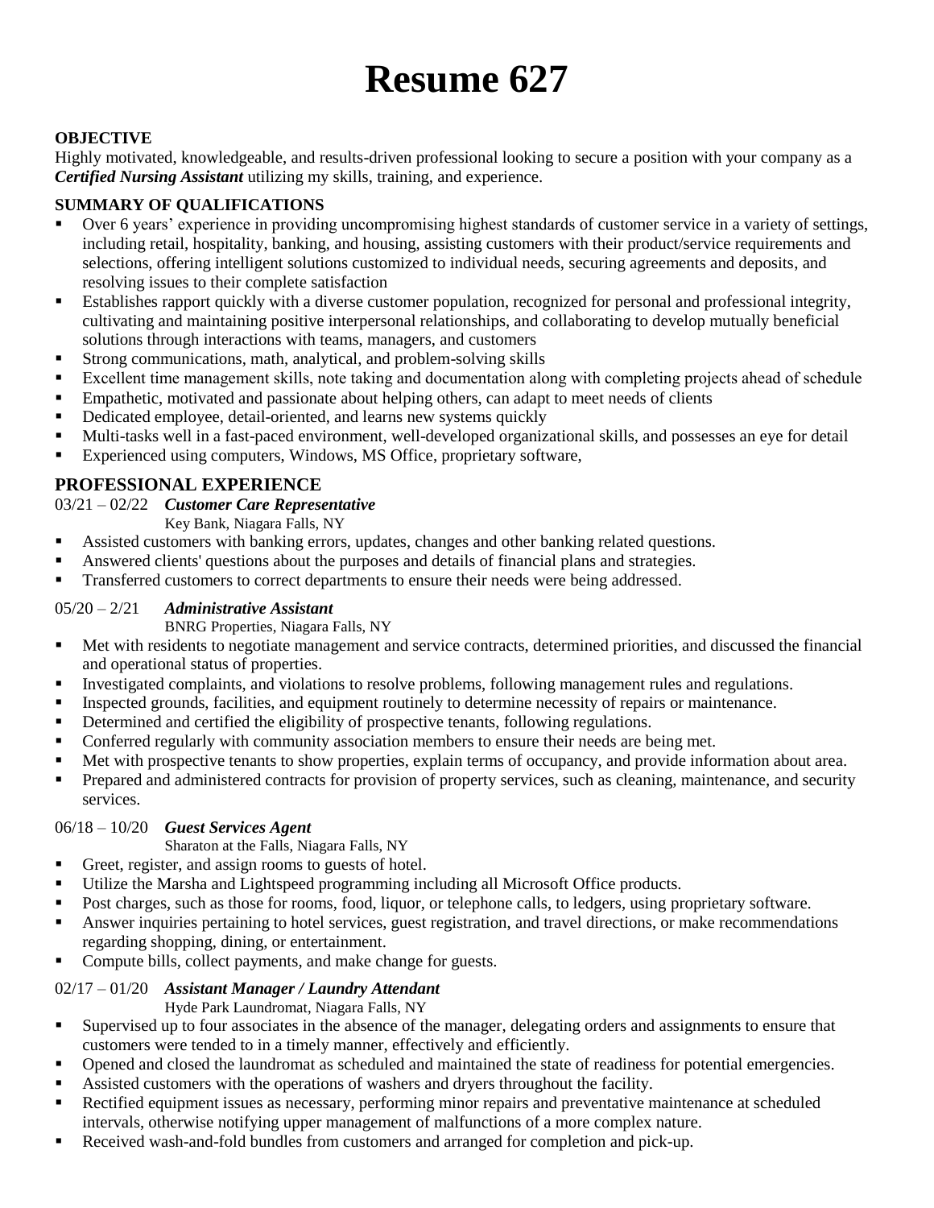# Resume 627

**OBJECTIVE**

Highly motivated, knowledgeable, and results-driven professional looking to secure a position with your company as a ***Certified Nursing Assistant*** utilizing my skills, training, and experience.

**SUMMARY OF QUALIFICATIONS**

- Over 6 years' experience in providing uncompromising highest standards of customer service in a variety of settings, including retail, hospitality, banking, and housing, assisting customers with their product/service requirements and selections, offering intelligent solutions customized to individual needs, securing agreements and deposits, and resolving issues to their complete satisfaction
- Establishes rapport quickly with a diverse customer population, recognized for personal and professional integrity, cultivating and maintaining positive interpersonal relationships, and collaborating to develop mutually beneficial solutions through interactions with teams, managers, and customers
- Strong communications, math, analytical, and problem-solving skills
- Excellent time management skills, note taking and documentation along with completing projects ahead of schedule
- Empathetic, motivated and passionate about helping others, can adapt to meet needs of clients
- Dedicated employee, detail-oriented, and learns new systems quickly
- Multi-tasks well in a fast-paced environment, well-developed organizational skills, and possesses an eye for detail
- Experienced using computers, Windows, MS Office, proprietary software,

## PROFESSIONAL EXPERIENCE

03/21 – 02/22 ***Customer Care Representative***
Key Bank, Niagara Falls, NY

- Assisted customers with banking errors, updates, changes and other banking related questions.
- Answered clients' questions about the purposes and details of financial plans and strategies.
- Transferred customers to correct departments to ensure their needs were being addressed.

05/20 – 2/21 ***Administrative Assistant***
BNRG Properties, Niagara Falls, NY

- Met with residents to negotiate management and service contracts, determined priorities, and discussed the financial and operational status of properties.
- Investigated complaints, and violations to resolve problems, following management rules and regulations.
- Inspected grounds, facilities, and equipment routinely to determine necessity of repairs or maintenance.
- Determined and certified the eligibility of prospective tenants, following regulations.
- Conferred regularly with community association members to ensure their needs are being met.
- Met with prospective tenants to show properties, explain terms of occupancy, and provide information about area.
- Prepared and administered contracts for provision of property services, such as cleaning, maintenance, and security services.

06/18 – 10/20 ***Guest Services Agent***
Sharaton at the Falls, Niagara Falls, NY

- Greet, register, and assign rooms to guests of hotel.
- Utilize the Marsha and Lightspeed programming including all Microsoft Office products.
- Post charges, such as those for rooms, food, liquor, or telephone calls, to ledgers, using proprietary software.
- Answer inquiries pertaining to hotel services, guest registration, and travel directions, or make recommendations regarding shopping, dining, or entertainment.
- Compute bills, collect payments, and make change for guests.

02/17 – 01/20 ***Assistant Manager / Laundry Attendant***
Hyde Park Laundromat, Niagara Falls, NY

- Supervised up to four associates in the absence of the manager, delegating orders and assignments to ensure that customers were tended to in a timely manner, effectively and efficiently.
- Opened and closed the laundromat as scheduled and maintained the state of readiness for potential emergencies.
- Assisted customers with the operations of washers and dryers throughout the facility.
- Rectified equipment issues as necessary, performing minor repairs and preventative maintenance at scheduled intervals, otherwise notifying upper management of malfunctions of a more complex nature.
- Received wash-and-fold bundles from customers and arranged for completion and pick-up.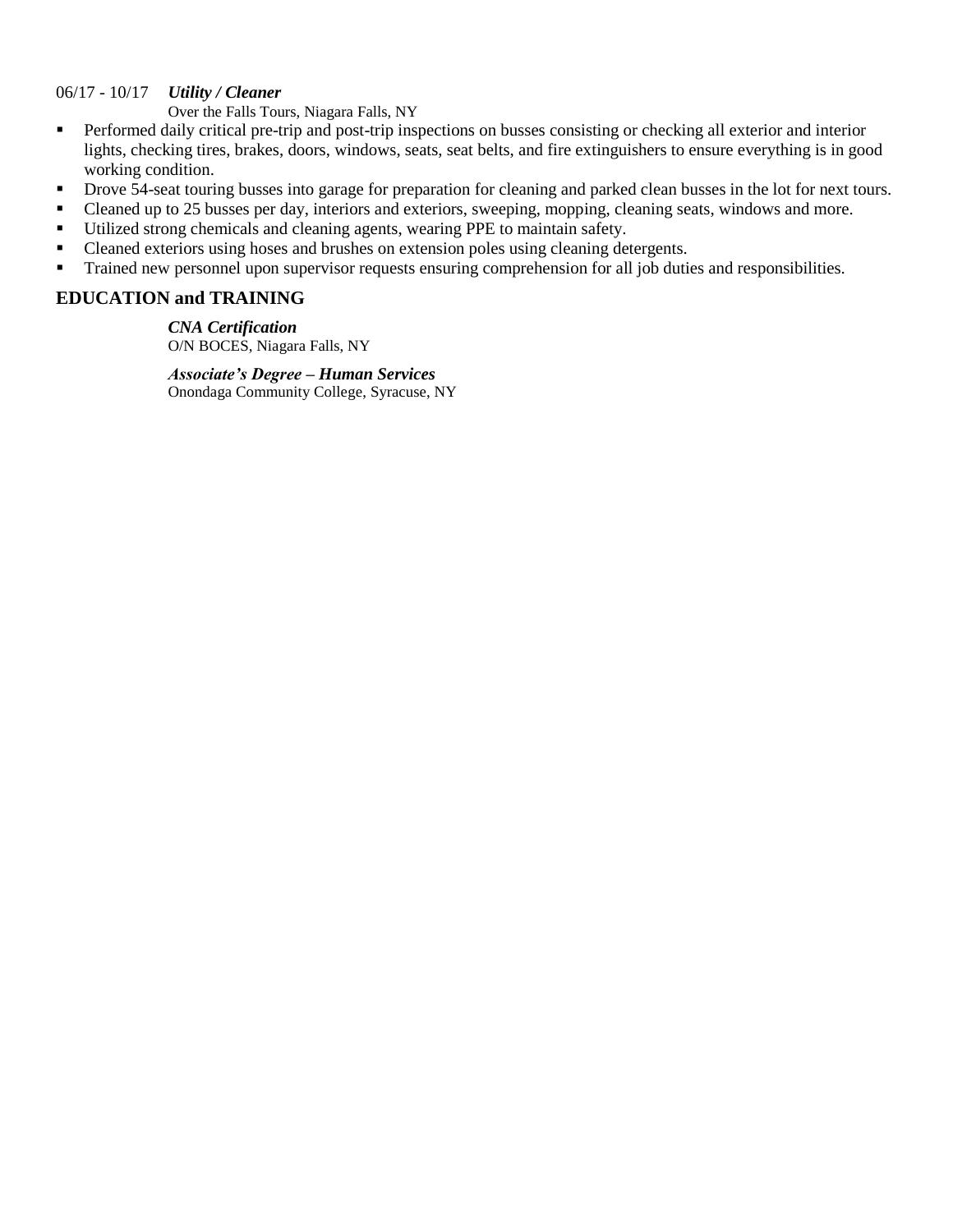06/17 - 10/17 ***Utility / Cleaner***

Over the Falls Tours, Niagara Falls, NY

- Performed daily critical pre-trip and post-trip inspections on busses consisting or checking all exterior and interior lights, checking tires, brakes, doors, windows, seats, seat belts, and fire extinguishers to ensure everything is in good working condition.
- Drove 54-seat touring busses into garage for preparation for cleaning and parked clean busses in the lot for next tours.
- Cleaned up to 25 busses per day, interiors and exteriors, sweeping, mopping, cleaning seats, windows and more.
- Utilized strong chemicals and cleaning agents, wearing PPE to maintain safety.
- Cleaned exteriors using hoses and brushes on extension poles using cleaning detergents.
- Trained new personnel upon supervisor requests ensuring comprehension for all job duties and responsibilities.

## EDUCATION and TRAINING

***CNA Certification***
O/N BOCES, Niagara Falls, NY

***Associate's Degree – Human Services***
Onondaga Community College, Syracuse, NY